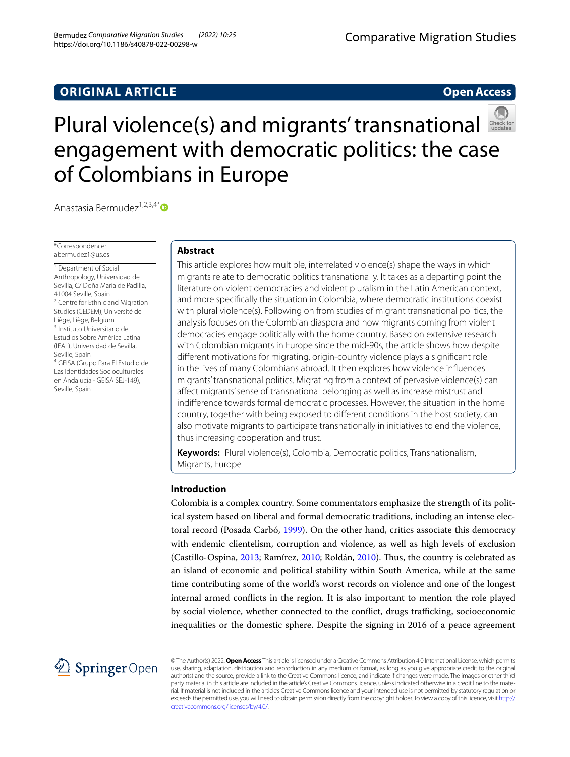ORIGINAL ARTICLE

Open Access

# Plural violence(s) and migrants' transnational engagement with democratic politics: the case of Colombians in Europe

Anastasia Bermudez[1,2,3,4*]

*Correspondence: abermudez1@us.es

[1] Department of Social Anthropology, Universidad de Sevilla, C/ Doña María de Padilla, 41004 Seville, Spain
[2] Centre for Ethnic and Migration Studies (CEDEM), Université de Liège, Liège, Belgium
[3] Instituto Universitario de Estudios Sobre América Latina (IEAL), Universidad de Sevilla, Seville, Spain
[4] GEISA (Grupo Para El Estudio de Las Identidades Socioculturales en Andalucía - GEISA SEJ-149), Seville, Spain

## Abstract

This article explores how multiple, interrelated violence(s) shape the ways in which migrants relate to democratic politics transnationally. It takes as a departing point the literature on violent democracies and violent pluralism in the Latin American context, and more specifically the situation in Colombia, where democratic institutions coexist with plural violence(s). Following on from studies of migrant transnational politics, the analysis focuses on the Colombian diaspora and how migrants coming from violent democracies engage politically with the home country. Based on extensive research with Colombian migrants in Europe since the mid-90s, the article shows how despite different motivations for migrating, origin-country violence plays a significant role in the lives of many Colombians abroad. It then explores how violence influences migrants' transnational politics. Migrating from a context of pervasive violence(s) can affect migrants' sense of transnational belonging as well as increase mistrust and indifference towards formal democratic processes. However, the situation in the home country, together with being exposed to different conditions in the host society, can also motivate migrants to participate transnationally in initiatives to end the violence, thus increasing cooperation and trust.

**Keywords:** Plural violence(s), Colombia, Democratic politics, Transnationalism, Migrants, Europe

## Introduction

Colombia is a complex country. Some commentators emphasize the strength of its political system based on liberal and formal democratic traditions, including an intense electoral record (Posada Carbó, 1999). On the other hand, critics associate this democracy with endemic clientelism, corruption and violence, as well as high levels of exclusion (Castillo-Ospina, 2013; Ramírez, 2010; Roldán, 2010). Thus, the country is celebrated as an island of economic and political stability within South America, while at the same time contributing some of the world's worst records on violence and one of the longest internal armed conflicts in the region. It is also important to mention the role played by social violence, whether connected to the conflict, drugs trafficking, socioeconomic inequalities or the domestic sphere. Despite the signing in 2016 of a peace agreement

© The Author(s) 2022. **Open Access** This article is licensed under a Creative Commons Attribution 4.0 International License, which permits use, sharing, adaptation, distribution and reproduction in any medium or format, as long as you give appropriate credit to the original author(s) and the source, provide a link to the Creative Commons licence, and indicate if changes were made. The images or other third party material in this article are included in the article's Creative Commons licence, unless indicated otherwise in a credit line to the material. If material is not included in the article's Creative Commons licence and your intended use is not permitted by statutory regulation or exceeds the permitted use, you will need to obtain permission directly from the copyright holder. To view a copy of this licence, visit http://creativecommons.org/licenses/by/4.0/.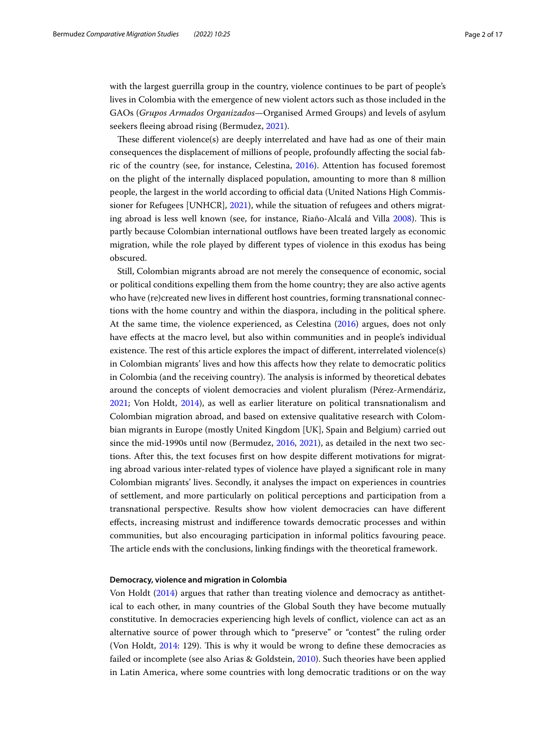with the largest guerrilla group in the country, violence continues to be part of people's lives in Colombia with the emergence of new violent actors such as those included in the GAOs (*Grupos Armados Organizados*—Organised Armed Groups) and levels of asylum seekers fleeing abroad rising (Bermudez, 2021).

These different violence(s) are deeply interrelated and have had as one of their main consequences the displacement of millions of people, profoundly affecting the social fabric of the country (see, for instance, Celestina, 2016). Attention has focused foremost on the plight of the internally displaced population, amounting to more than 8 million people, the largest in the world according to official data (United Nations High Commissioner for Refugees [UNHCR], 2021), while the situation of refugees and others migrating abroad is less well known (see, for instance, Riaño-Alcalá and Villa 2008). This is partly because Colombian international outflows have been treated largely as economic migration, while the role played by different types of violence in this exodus has being obscured.

Still, Colombian migrants abroad are not merely the consequence of economic, social or political conditions expelling them from the home country; they are also active agents who have (re)created new lives in different host countries, forming transnational connections with the home country and within the diaspora, including in the political sphere. At the same time, the violence experienced, as Celestina (2016) argues, does not only have effects at the macro level, but also within communities and in people's individual existence. The rest of this article explores the impact of different, interrelated violence(s) in Colombian migrants' lives and how this affects how they relate to democratic politics in Colombia (and the receiving country). The analysis is informed by theoretical debates around the concepts of violent democracies and violent pluralism (Pérez-Armendáriz, 2021; Von Holdt, 2014), as well as earlier literature on political transnationalism and Colombian migration abroad, and based on extensive qualitative research with Colombian migrants in Europe (mostly United Kingdom [UK], Spain and Belgium) carried out since the mid-1990s until now (Bermudez, 2016, 2021), as detailed in the next two sections. After this, the text focuses first on how despite different motivations for migrating abroad various inter-related types of violence have played a significant role in many Colombian migrants' lives. Secondly, it analyses the impact on experiences in countries of settlement, and more particularly on political perceptions and participation from a transnational perspective. Results show how violent democracies can have different effects, increasing mistrust and indifference towards democratic processes and within communities, but also encouraging participation in informal politics favouring peace. The article ends with the conclusions, linking findings with the theoretical framework.

### Democracy, violence and migration in Colombia

Von Holdt (2014) argues that rather than treating violence and democracy as antithetical to each other, in many countries of the Global South they have become mutually constitutive. In democracies experiencing high levels of conflict, violence can act as an alternative source of power through which to "preserve" or "contest" the ruling order (Von Holdt, 2014: 129). This is why it would be wrong to define these democracies as failed or incomplete (see also Arias & Goldstein, 2010). Such theories have been applied in Latin America, where some countries with long democratic traditions or on the way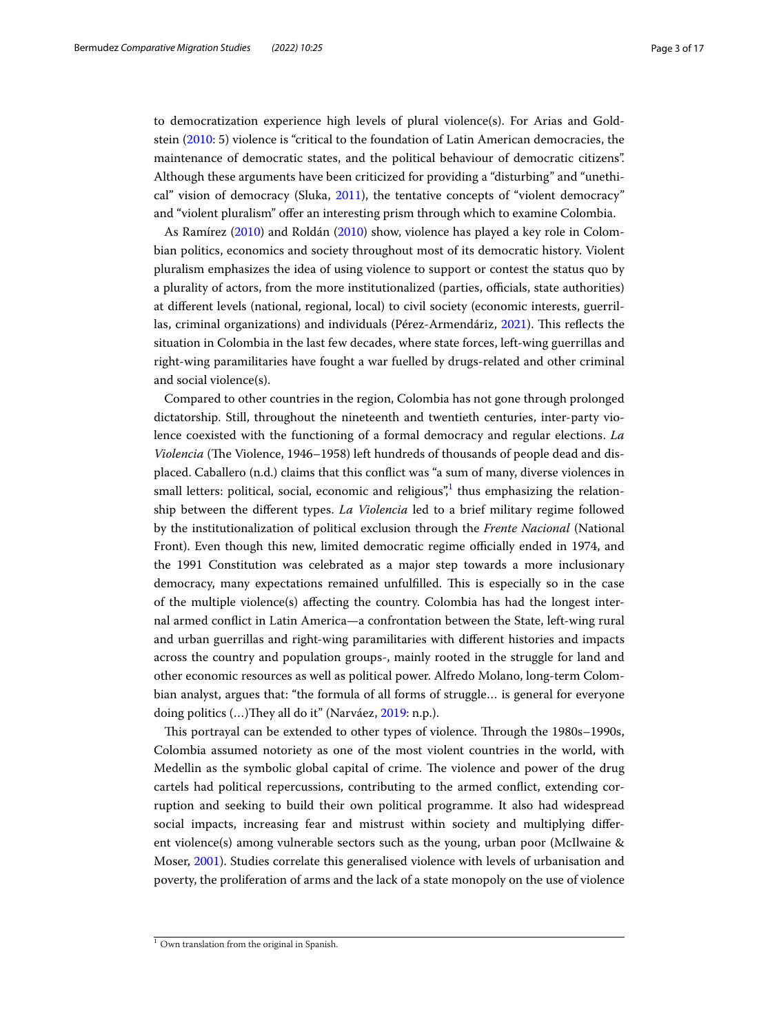to democratization experience high levels of plural violence(s). For Arias and Goldstein (2010: 5) violence is "critical to the foundation of Latin American democracies, the maintenance of democratic states, and the political behaviour of democratic citizens". Although these arguments have been criticized for providing a "disturbing" and "unethical" vision of democracy (Sluka, 2011), the tentative concepts of "violent democracy" and "violent pluralism" offer an interesting prism through which to examine Colombia.

As Ramírez (2010) and Roldán (2010) show, violence has played a key role in Colombian politics, economics and society throughout most of its democratic history. Violent pluralism emphasizes the idea of using violence to support or contest the status quo by a plurality of actors, from the more institutionalized (parties, officials, state authorities) at different levels (national, regional, local) to civil society (economic interests, guerrillas, criminal organizations) and individuals (Pérez-Armendáriz, 2021). This reflects the situation in Colombia in the last few decades, where state forces, left-wing guerrillas and right-wing paramilitaries have fought a war fuelled by drugs-related and other criminal and social violence(s).

Compared to other countries in the region, Colombia has not gone through prolonged dictatorship. Still, throughout the nineteenth and twentieth centuries, inter-party violence coexisted with the functioning of a formal democracy and regular elections. *La Violencia* (The Violence, 1946–1958) left hundreds of thousands of people dead and displaced. Caballero (n.d.) claims that this conflict was "a sum of many, diverse violences in small letters: political, social, economic and religious",[1] thus emphasizing the relationship between the different types. *La Violencia* led to a brief military regime followed by the institutionalization of political exclusion through the *Frente Nacional* (National Front). Even though this new, limited democratic regime officially ended in 1974, and the 1991 Constitution was celebrated as a major step towards a more inclusionary democracy, many expectations remained unfulfilled. This is especially so in the case of the multiple violence(s) affecting the country. Colombia has had the longest internal armed conflict in Latin America—a confrontation between the State, left-wing rural and urban guerrillas and right-wing paramilitaries with different histories and impacts across the country and population groups-, mainly rooted in the struggle for land and other economic resources as well as political power. Alfredo Molano, long-term Colombian analyst, argues that: "the formula of all forms of struggle… is general for everyone doing politics (…)They all do it" (Narváez, 2019: n.p.).

This portrayal can be extended to other types of violence. Through the 1980s–1990s, Colombia assumed notoriety as one of the most violent countries in the world, with Medellin as the symbolic global capital of crime. The violence and power of the drug cartels had political repercussions, contributing to the armed conflict, extending corruption and seeking to build their own political programme. It also had widespread social impacts, increasing fear and mistrust within society and multiplying different violence(s) among vulnerable sectors such as the young, urban poor (McIlwaine & Moser, 2001). Studies correlate this generalised violence with levels of urbanisation and poverty, the proliferation of arms and the lack of a state monopoly on the use of violence

[1] Own translation from the original in Spanish.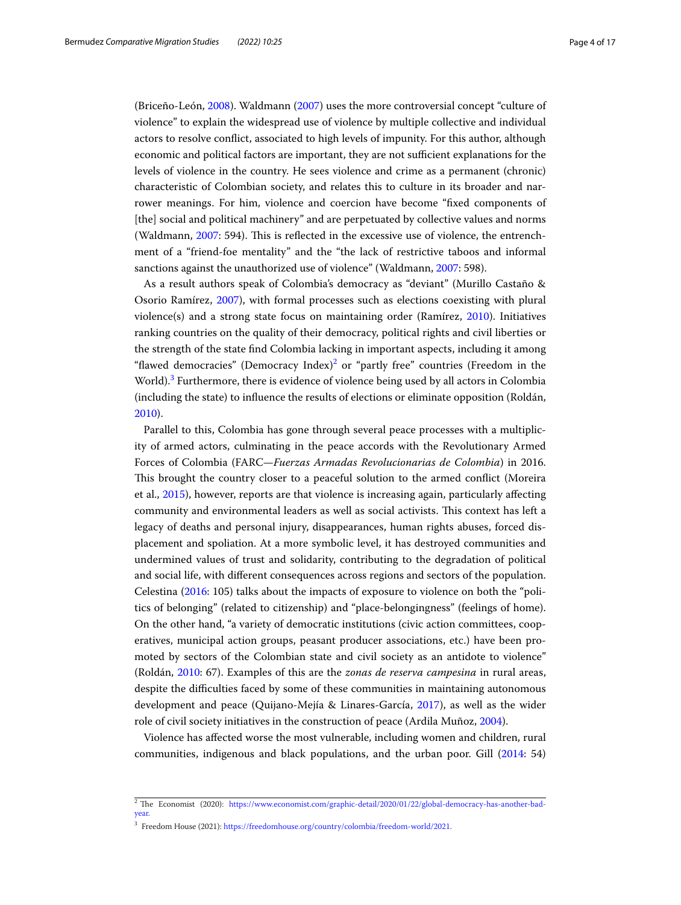(Briceño-León, 2008). Waldmann (2007) uses the more controversial concept "culture of violence" to explain the widespread use of violence by multiple collective and individual actors to resolve conflict, associated to high levels of impunity. For this author, although economic and political factors are important, they are not sufficient explanations for the levels of violence in the country. He sees violence and crime as a permanent (chronic) characteristic of Colombian society, and relates this to culture in its broader and narrower meanings. For him, violence and coercion have become "fixed components of [the] social and political machinery" and are perpetuated by collective values and norms (Waldmann, 2007: 594). This is reflected in the excessive use of violence, the entrenchment of a "friend-foe mentality" and the "the lack of restrictive taboos and informal sanctions against the unauthorized use of violence" (Waldmann, 2007: 598).

As a result authors speak of Colombia's democracy as "deviant" (Murillo Castaño & Osorio Ramírez, 2007), with formal processes such as elections coexisting with plural violence(s) and a strong state focus on maintaining order (Ramírez, 2010). Initiatives ranking countries on the quality of their democracy, political rights and civil liberties or the strength of the state find Colombia lacking in important aspects, including it among "flawed democracies" (Democracy Index)[2] or "partly free" countries (Freedom in the World).[3] Furthermore, there is evidence of violence being used by all actors in Colombia (including the state) to influence the results of elections or eliminate opposition (Roldán, 2010).

Parallel to this, Colombia has gone through several peace processes with a multiplicity of armed actors, culminating in the peace accords with the Revolutionary Armed Forces of Colombia (FARC—*Fuerzas Armadas Revolucionarias de Colombia*) in 2016. This brought the country closer to a peaceful solution to the armed conflict (Moreira et al., 2015), however, reports are that violence is increasing again, particularly affecting community and environmental leaders as well as social activists. This context has left a legacy of deaths and personal injury, disappearances, human rights abuses, forced displacement and spoliation. At a more symbolic level, it has destroyed communities and undermined values of trust and solidarity, contributing to the degradation of political and social life, with different consequences across regions and sectors of the population. Celestina (2016: 105) talks about the impacts of exposure to violence on both the "politics of belonging" (related to citizenship) and "place-belongingness" (feelings of home). On the other hand, "a variety of democratic institutions (civic action committees, cooperatives, municipal action groups, peasant producer associations, etc.) have been promoted by sectors of the Colombian state and civil society as an antidote to violence" (Roldán, 2010: 67). Examples of this are the *zonas de reserva campesina* in rural areas, despite the difficulties faced by some of these communities in maintaining autonomous development and peace (Quijano-Mejía & Linares-García, 2017), as well as the wider role of civil society initiatives in the construction of peace (Ardila Muñoz, 2004).

Violence has affected worse the most vulnerable, including women and children, rural communities, indigenous and black populations, and the urban poor. Gill (2014: 54)

---

[2] The Economist (2020): https://www.economist.com/graphic-detail/2020/01/22/global-democracy-has-another-bad-year.

[3] Freedom House (2021): https://freedomhouse.org/country/colombia/freedom-world/2021.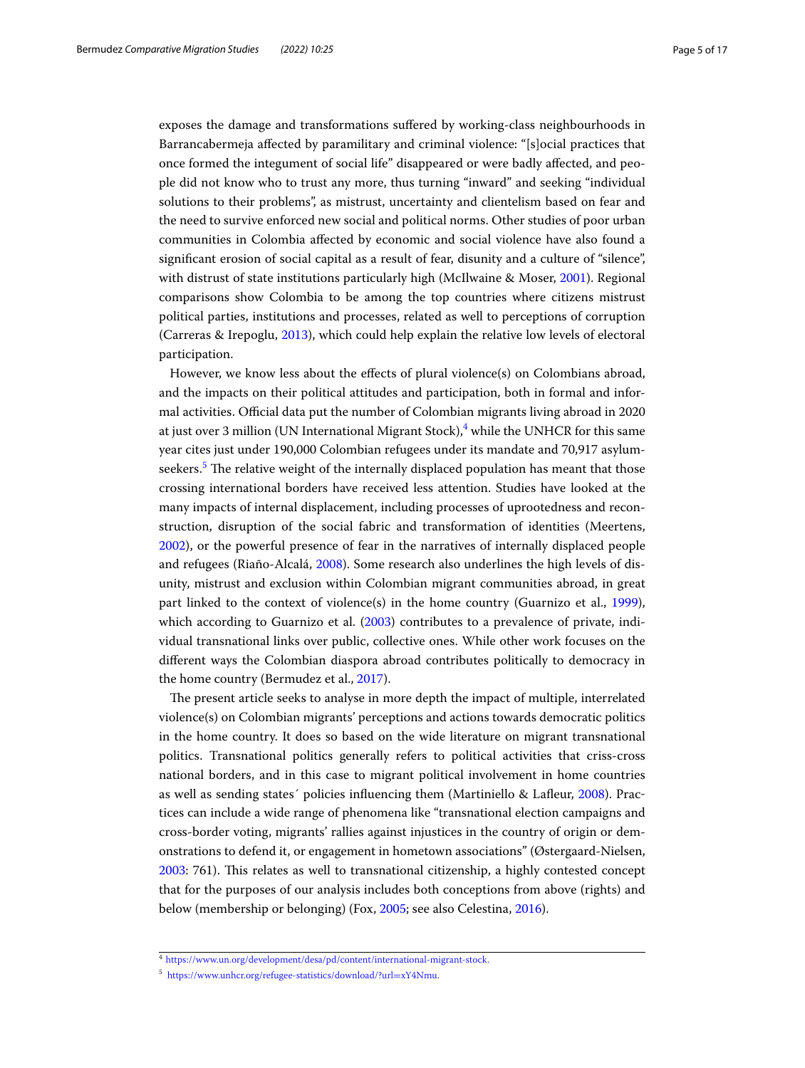exposes the damage and transformations suffered by working-class neighbourhoods in Barrancabermeja affected by paramilitary and criminal violence: "[s]ocial practices that once formed the integument of social life" disappeared or were badly affected, and people did not know who to trust any more, thus turning "inward" and seeking "individual solutions to their problems", as mistrust, uncertainty and clientelism based on fear and the need to survive enforced new social and political norms. Other studies of poor urban communities in Colombia affected by economic and social violence have also found a significant erosion of social capital as a result of fear, disunity and a culture of "silence", with distrust of state institutions particularly high (McIlwaine & Moser, 2001). Regional comparisons show Colombia to be among the top countries where citizens mistrust political parties, institutions and processes, related as well to perceptions of corruption (Carreras & Irepoglu, 2013), which could help explain the relative low levels of electoral participation.

However, we know less about the effects of plural violence(s) on Colombians abroad, and the impacts on their political attitudes and participation, both in formal and informal activities. Official data put the number of Colombian migrants living abroad in 2020 at just over 3 million (UN International Migrant Stock),[4] while the UNHCR for this same year cites just under 190,000 Colombian refugees under its mandate and 70,917 asylum-seekers.[5] The relative weight of the internally displaced population has meant that those crossing international borders have received less attention. Studies have looked at the many impacts of internal displacement, including processes of uprootedness and reconstruction, disruption of the social fabric and transformation of identities (Meertens, 2002), or the powerful presence of fear in the narratives of internally displaced people and refugees (Riaño-Alcalá, 2008). Some research also underlines the high levels of disunity, mistrust and exclusion within Colombian migrant communities abroad, in great part linked to the context of violence(s) in the home country (Guarnizo et al., 1999), which according to Guarnizo et al. (2003) contributes to a prevalence of private, individual transnational links over public, collective ones. While other work focuses on the different ways the Colombian diaspora abroad contributes politically to democracy in the home country (Bermudez et al., 2017).

The present article seeks to analyse in more depth the impact of multiple, interrelated violence(s) on Colombian migrants' perceptions and actions towards democratic politics in the home country. It does so based on the wide literature on migrant transnational politics. Transnational politics generally refers to political activities that criss-cross national borders, and in this case to migrant political involvement in home countries as well as sending states´ policies influencing them (Martiniello & Lafleur, 2008). Practices can include a wide range of phenomena like "transnational election campaigns and cross-border voting, migrants' rallies against injustices in the country of origin or demonstrations to defend it, or engagement in hometown associations" (Østergaard-Nielsen, 2003: 761). This relates as well to transnational citizenship, a highly contested concept that for the purposes of our analysis includes both conceptions from above (rights) and below (membership or belonging) (Fox, 2005; see also Celestina, 2016).

[4] https://www.un.org/development/desa/pd/content/international-migrant-stock.

[5] https://www.unhcr.org/refugee-statistics/download/?url=xY4Nmu.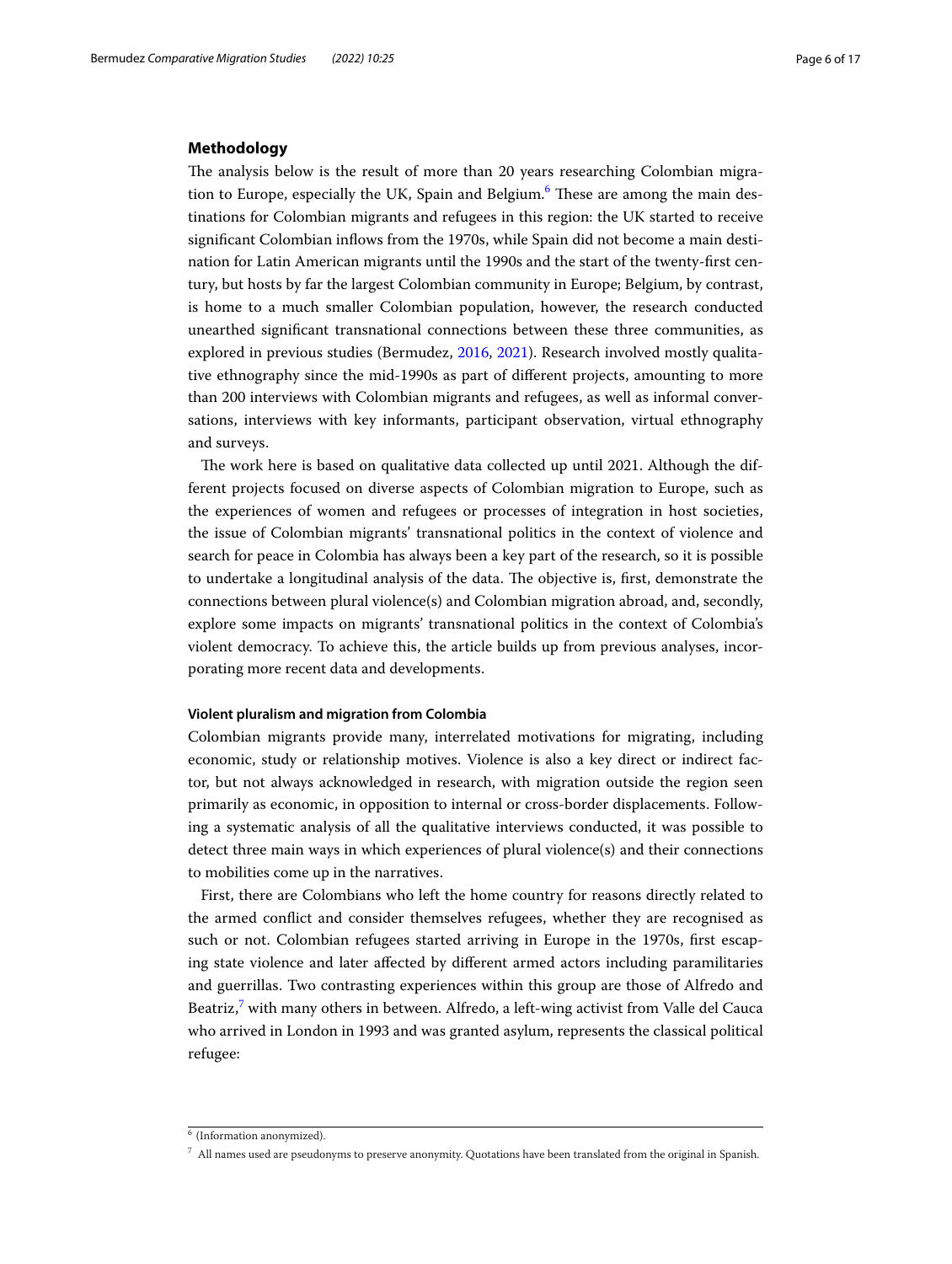## Methodology

The analysis below is the result of more than 20 years researching Colombian migration to Europe, especially the UK, Spain and Belgium.[6] These are among the main destinations for Colombian migrants and refugees in this region: the UK started to receive significant Colombian inflows from the 1970s, while Spain did not become a main destination for Latin American migrants until the 1990s and the start of the twenty-first century, but hosts by far the largest Colombian community in Europe; Belgium, by contrast, is home to a much smaller Colombian population, however, the research conducted unearthed significant transnational connections between these three communities, as explored in previous studies (Bermudez, 2016, 2021). Research involved mostly qualitative ethnography since the mid-1990s as part of different projects, amounting to more than 200 interviews with Colombian migrants and refugees, as well as informal conversations, interviews with key informants, participant observation, virtual ethnography and surveys.

The work here is based on qualitative data collected up until 2021. Although the different projects focused on diverse aspects of Colombian migration to Europe, such as the experiences of women and refugees or processes of integration in host societies, the issue of Colombian migrants' transnational politics in the context of violence and search for peace in Colombia has always been a key part of the research, so it is possible to undertake a longitudinal analysis of the data. The objective is, first, demonstrate the connections between plural violence(s) and Colombian migration abroad, and, secondly, explore some impacts on migrants' transnational politics in the context of Colombia's violent democracy. To achieve this, the article builds up from previous analyses, incorporating more recent data and developments.

### Violent pluralism and migration from Colombia

Colombian migrants provide many, interrelated motivations for migrating, including economic, study or relationship motives. Violence is also a key direct or indirect factor, but not always acknowledged in research, with migration outside the region seen primarily as economic, in opposition to internal or cross-border displacements. Following a systematic analysis of all the qualitative interviews conducted, it was possible to detect three main ways in which experiences of plural violence(s) and their connections to mobilities come up in the narratives.

First, there are Colombians who left the home country for reasons directly related to the armed conflict and consider themselves refugees, whether they are recognised as such or not. Colombian refugees started arriving in Europe in the 1970s, first escaping state violence and later affected by different armed actors including paramilitaries and guerrillas. Two contrasting experiences within this group are those of Alfredo and Beatriz,[7] with many others in between. Alfredo, a left-wing activist from Valle del Cauca who arrived in London in 1993 and was granted asylum, represents the classical political refugee:

[6] (Information anonymized).

[7] All names used are pseudonyms to preserve anonymity. Quotations have been translated from the original in Spanish.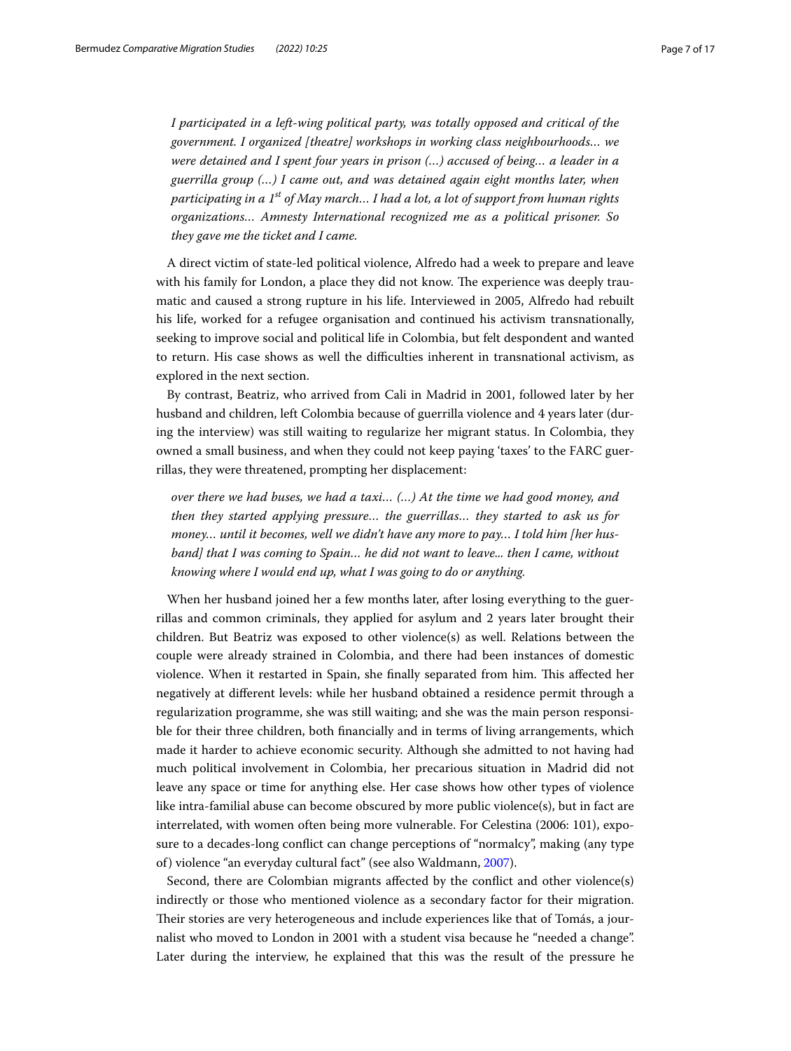*I participated in a left-wing political party, was totally opposed and critical of the government. I organized [theatre] workshops in working class neighbourhoods… we were detained and I spent four years in prison (…) accused of being… a leader in a guerrilla group (…) I came out, and was detained again eight months later, when participating in a 1st of May march… I had a lot, a lot of support from human rights organizations… Amnesty International recognized me as a political prisoner. So they gave me the ticket and I came.*

A direct victim of state-led political violence, Alfredo had a week to prepare and leave with his family for London, a place they did not know. The experience was deeply traumatic and caused a strong rupture in his life. Interviewed in 2005, Alfredo had rebuilt his life, worked for a refugee organisation and continued his activism transnationally, seeking to improve social and political life in Colombia, but felt despondent and wanted to return. His case shows as well the difficulties inherent in transnational activism, as explored in the next section.

By contrast, Beatriz, who arrived from Cali in Madrid in 2001, followed later by her husband and children, left Colombia because of guerrilla violence and 4 years later (during the interview) was still waiting to regularize her migrant status. In Colombia, they owned a small business, and when they could not keep paying 'taxes' to the FARC guerrillas, they were threatened, prompting her displacement:

*over there we had buses, we had a taxi… (…) At the time we had good money, and then they started applying pressure… the guerrillas… they started to ask us for money… until it becomes, well we didn't have any more to pay… I told him [her husband] that I was coming to Spain… he did not want to leave... then I came, without knowing where I would end up, what I was going to do or anything.*

When her husband joined her a few months later, after losing everything to the guerrillas and common criminals, they applied for asylum and 2 years later brought their children. But Beatriz was exposed to other violence(s) as well. Relations between the couple were already strained in Colombia, and there had been instances of domestic violence. When it restarted in Spain, she finally separated from him. This affected her negatively at different levels: while her husband obtained a residence permit through a regularization programme, she was still waiting; and she was the main person responsible for their three children, both financially and in terms of living arrangements, which made it harder to achieve economic security. Although she admitted to not having had much political involvement in Colombia, her precarious situation in Madrid did not leave any space or time for anything else. Her case shows how other types of violence like intra-familial abuse can become obscured by more public violence(s), but in fact are interrelated, with women often being more vulnerable. For Celestina (2006: 101), exposure to a decades-long conflict can change perceptions of "normalcy", making (any type of) violence "an everyday cultural fact" (see also Waldmann, 2007).

Second, there are Colombian migrants affected by the conflict and other violence(s) indirectly or those who mentioned violence as a secondary factor for their migration. Their stories are very heterogeneous and include experiences like that of Tomás, a journalist who moved to London in 2001 with a student visa because he "needed a change". Later during the interview, he explained that this was the result of the pressure he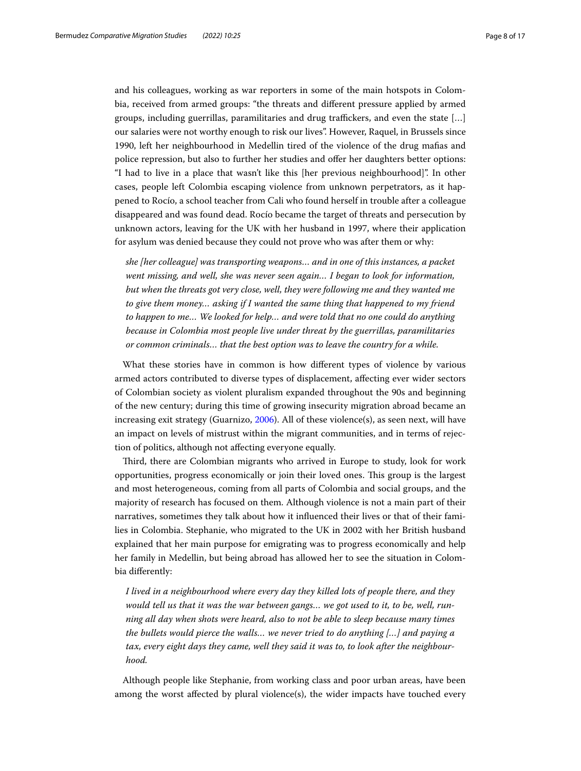and his colleagues, working as war reporters in some of the main hotspots in Colombia, received from armed groups: "the threats and different pressure applied by armed groups, including guerrillas, paramilitaries and drug traffickers, and even the state […] our salaries were not worthy enough to risk our lives". However, Raquel, in Brussels since 1990, left her neighbourhood in Medellin tired of the violence of the drug mafias and police repression, but also to further her studies and offer her daughters better options: "I had to live in a place that wasn't like this [her previous neighbourhood]". In other cases, people left Colombia escaping violence from unknown perpetrators, as it happened to Rocío, a school teacher from Cali who found herself in trouble after a colleague disappeared and was found dead. Rocío became the target of threats and persecution by unknown actors, leaving for the UK with her husband in 1997, where their application for asylum was denied because they could not prove who was after them or why:

> *she [her colleague] was transporting weapons… and in one of this instances, a packet went missing, and well, she was never seen again… I began to look for information, but when the threats got very close, well, they were following me and they wanted me to give them money… asking if I wanted the same thing that happened to my friend to happen to me… We looked for help… and were told that no one could do anything because in Colombia most people live under threat by the guerrillas, paramilitaries or common criminals… that the best option was to leave the country for a while.*

What these stories have in common is how different types of violence by various armed actors contributed to diverse types of displacement, affecting ever wider sectors of Colombian society as violent pluralism expanded throughout the 90s and beginning of the new century; during this time of growing insecurity migration abroad became an increasing exit strategy (Guarnizo, 2006). All of these violence(s), as seen next, will have an impact on levels of mistrust within the migrant communities, and in terms of rejection of politics, although not affecting everyone equally.

Third, there are Colombian migrants who arrived in Europe to study, look for work opportunities, progress economically or join their loved ones. This group is the largest and most heterogeneous, coming from all parts of Colombia and social groups, and the majority of research has focused on them. Although violence is not a main part of their narratives, sometimes they talk about how it influenced their lives or that of their families in Colombia. Stephanie, who migrated to the UK in 2002 with her British husband explained that her main purpose for emigrating was to progress economically and help her family in Medellin, but being abroad has allowed her to see the situation in Colombia differently:

> *I lived in a neighbourhood where every day they killed lots of people there, and they would tell us that it was the war between gangs… we got used to it, to be, well, running all day when shots were heard, also to not be able to sleep because many times the bullets would pierce the walls… we never tried to do anything […] and paying a tax, every eight days they came, well they said it was to, to look after the neighbourhood.*

Although people like Stephanie, from working class and poor urban areas, have been among the worst affected by plural violence(s), the wider impacts have touched every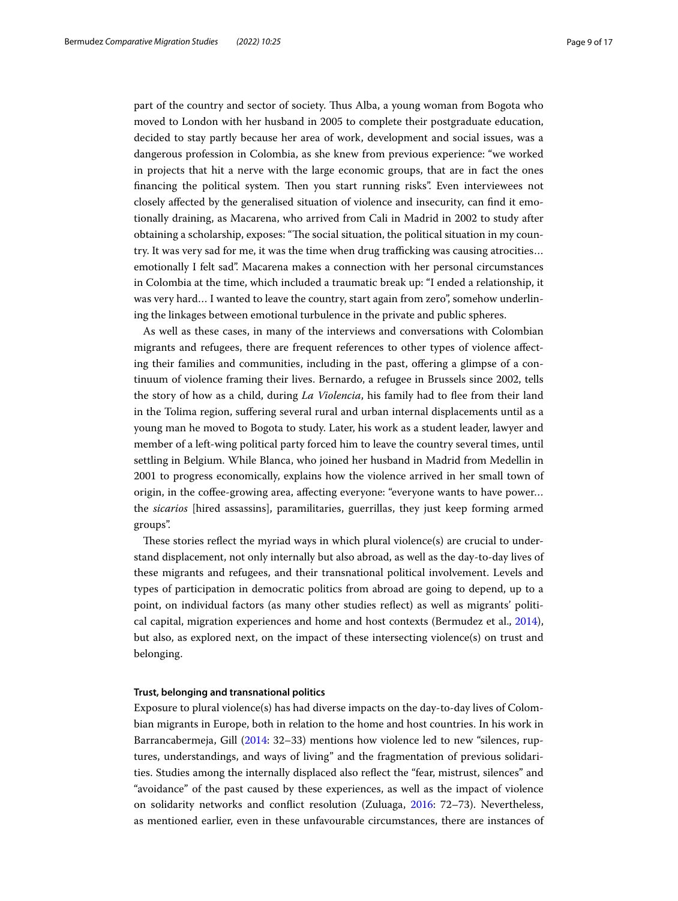part of the country and sector of society. Thus Alba, a young woman from Bogota who moved to London with her husband in 2005 to complete their postgraduate education, decided to stay partly because her area of work, development and social issues, was a dangerous profession in Colombia, as she knew from previous experience: "we worked in projects that hit a nerve with the large economic groups, that are in fact the ones financing the political system. Then you start running risks". Even interviewees not closely affected by the generalised situation of violence and insecurity, can find it emotionally draining, as Macarena, who arrived from Cali in Madrid in 2002 to study after obtaining a scholarship, exposes: "The social situation, the political situation in my country. It was very sad for me, it was the time when drug trafficking was causing atrocities… emotionally I felt sad". Macarena makes a connection with her personal circumstances in Colombia at the time, which included a traumatic break up: "I ended a relationship, it was very hard… I wanted to leave the country, start again from zero", somehow underlining the linkages between emotional turbulence in the private and public spheres.

As well as these cases, in many of the interviews and conversations with Colombian migrants and refugees, there are frequent references to other types of violence affecting their families and communities, including in the past, offering a glimpse of a continuum of violence framing their lives. Bernardo, a refugee in Brussels since 2002, tells the story of how as a child, during *La Violencia*, his family had to flee from their land in the Tolima region, suffering several rural and urban internal displacements until as a young man he moved to Bogota to study. Later, his work as a student leader, lawyer and member of a left-wing political party forced him to leave the country several times, until settling in Belgium. While Blanca, who joined her husband in Madrid from Medellin in 2001 to progress economically, explains how the violence arrived in her small town of origin, in the coffee-growing area, affecting everyone: "everyone wants to have power… the *sicarios* [hired assassins], paramilitaries, guerrillas, they just keep forming armed groups".

These stories reflect the myriad ways in which plural violence(s) are crucial to understand displacement, not only internally but also abroad, as well as the day-to-day lives of these migrants and refugees, and their transnational political involvement. Levels and types of participation in democratic politics from abroad are going to depend, up to a point, on individual factors (as many other studies reflect) as well as migrants' political capital, migration experiences and home and host contexts (Bermudez et al., 2014), but also, as explored next, on the impact of these intersecting violence(s) on trust and belonging.

#### Trust, belonging and transnational politics

Exposure to plural violence(s) has had diverse impacts on the day-to-day lives of Colombian migrants in Europe, both in relation to the home and host countries. In his work in Barrancabermeja, Gill (2014: 32–33) mentions how violence led to new "silences, ruptures, understandings, and ways of living" and the fragmentation of previous solidarities. Studies among the internally displaced also reflect the "fear, mistrust, silences" and "avoidance" of the past caused by these experiences, as well as the impact of violence on solidarity networks and conflict resolution (Zuluaga, 2016: 72–73). Nevertheless, as mentioned earlier, even in these unfavourable circumstances, there are instances of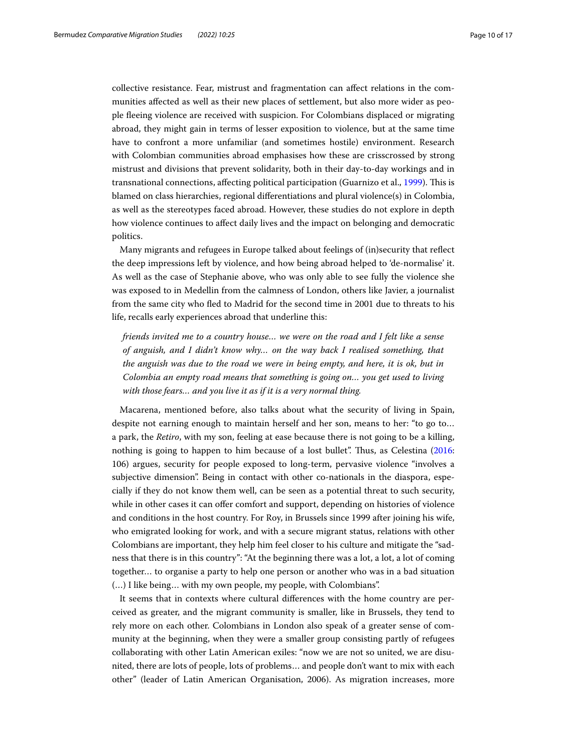collective resistance. Fear, mistrust and fragmentation can affect relations in the communities affected as well as their new places of settlement, but also more wider as people fleeing violence are received with suspicion. For Colombians displaced or migrating abroad, they might gain in terms of lesser exposition to violence, but at the same time have to confront a more unfamiliar (and sometimes hostile) environment. Research with Colombian communities abroad emphasises how these are crisscrossed by strong mistrust and divisions that prevent solidarity, both in their day-to-day workings and in transnational connections, affecting political participation (Guarnizo et al., 1999). This is blamed on class hierarchies, regional differentiations and plural violence(s) in Colombia, as well as the stereotypes faced abroad. However, these studies do not explore in depth how violence continues to affect daily lives and the impact on belonging and democratic politics.

Many migrants and refugees in Europe talked about feelings of (in)security that reflect the deep impressions left by violence, and how being abroad helped to 'de-normalise' it. As well as the case of Stephanie above, who was only able to see fully the violence she was exposed to in Medellin from the calmness of London, others like Javier, a journalist from the same city who fled to Madrid for the second time in 2001 due to threats to his life, recalls early experiences abroad that underline this:

> *friends invited me to a country house… we were on the road and I felt like a sense of anguish, and I didn't know why… on the way back I realised something, that the anguish was due to the road we were in being empty, and here, it is ok, but in Colombia an empty road means that something is going on… you get used to living with those fears… and you live it as if it is a very normal thing.*

Macarena, mentioned before, also talks about what the security of living in Spain, despite not earning enough to maintain herself and her son, means to her: "to go to… a park, the *Retiro*, with my son, feeling at ease because there is not going to be a killing, nothing is going to happen to him because of a lost bullet". Thus, as Celestina (2016: 106) argues, security for people exposed to long-term, pervasive violence "involves a subjective dimension". Being in contact with other co-nationals in the diaspora, especially if they do not know them well, can be seen as a potential threat to such security, while in other cases it can offer comfort and support, depending on histories of violence and conditions in the host country. For Roy, in Brussels since 1999 after joining his wife, who emigrated looking for work, and with a secure migrant status, relations with other Colombians are important, they help him feel closer to his culture and mitigate the "sadness that there is in this country": "At the beginning there was a lot, a lot, a lot of coming together… to organise a party to help one person or another who was in a bad situation (…) I like being… with my own people, my people, with Colombians".

It seems that in contexts where cultural differences with the home country are perceived as greater, and the migrant community is smaller, like in Brussels, they tend to rely more on each other. Colombians in London also speak of a greater sense of community at the beginning, when they were a smaller group consisting partly of refugees collaborating with other Latin American exiles: "now we are not so united, we are disunited, there are lots of people, lots of problems… and people don't want to mix with each other" (leader of Latin American Organisation, 2006). As migration increases, more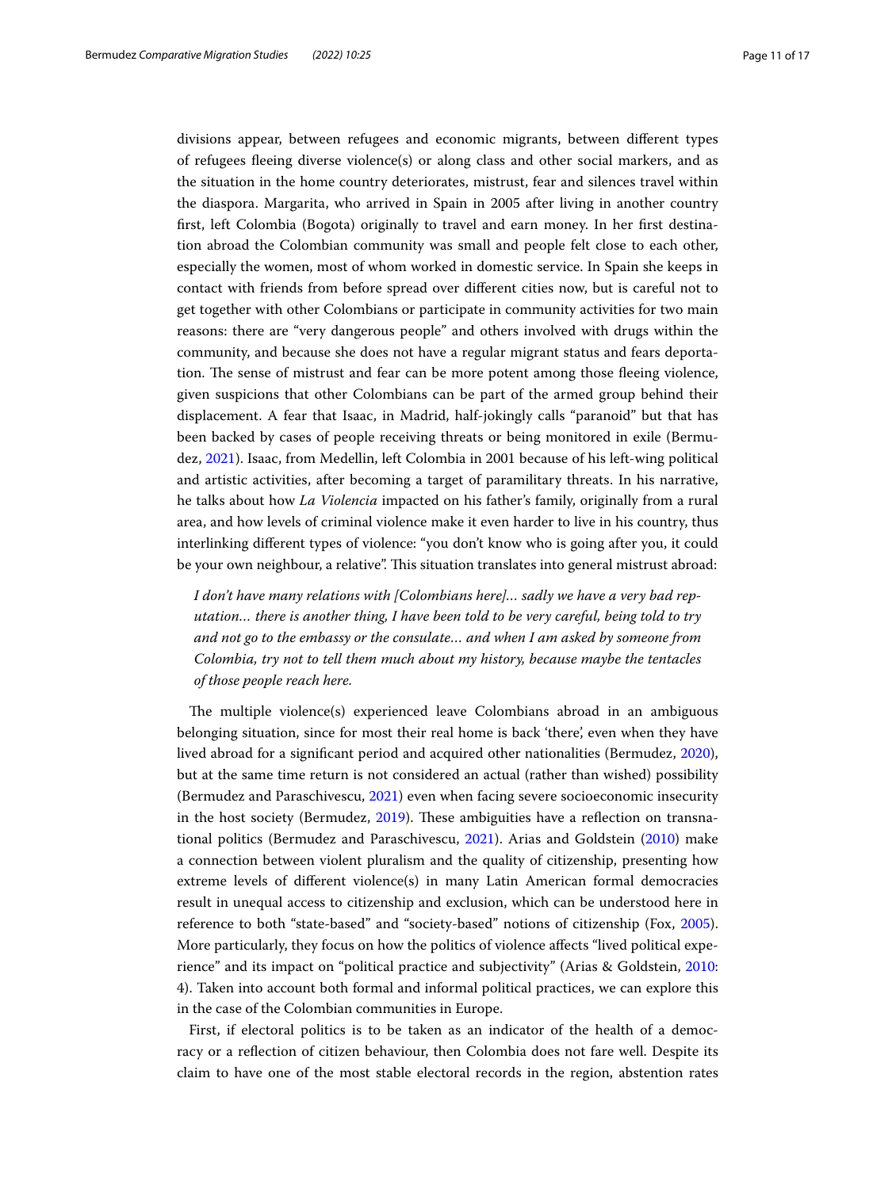divisions appear, between refugees and economic migrants, between different types of refugees fleeing diverse violence(s) or along class and other social markers, and as the situation in the home country deteriorates, mistrust, fear and silences travel within the diaspora. Margarita, who arrived in Spain in 2005 after living in another country first, left Colombia (Bogota) originally to travel and earn money. In her first destination abroad the Colombian community was small and people felt close to each other, especially the women, most of whom worked in domestic service. In Spain she keeps in contact with friends from before spread over different cities now, but is careful not to get together with other Colombians or participate in community activities for two main reasons: there are "very dangerous people" and others involved with drugs within the community, and because she does not have a regular migrant status and fears deportation. The sense of mistrust and fear can be more potent among those fleeing violence, given suspicions that other Colombians can be part of the armed group behind their displacement. A fear that Isaac, in Madrid, half-jokingly calls "paranoid" but that has been backed by cases of people receiving threats or being monitored in exile (Bermudez, 2021). Isaac, from Medellin, left Colombia in 2001 because of his left-wing political and artistic activities, after becoming a target of paramilitary threats. In his narrative, he talks about how *La Violencia* impacted on his father's family, originally from a rural area, and how levels of criminal violence make it even harder to live in his country, thus interlinking different types of violence: "you don't know who is going after you, it could be your own neighbour, a relative". This situation translates into general mistrust abroad:

> *I don't have many relations with [Colombians here]… sadly we have a very bad reputation… there is another thing, I have been told to be very careful, being told to try and not go to the embassy or the consulate… and when I am asked by someone from Colombia, try not to tell them much about my history, because maybe the tentacles of those people reach here.*

The multiple violence(s) experienced leave Colombians abroad in an ambiguous belonging situation, since for most their real home is back 'there', even when they have lived abroad for a significant period and acquired other nationalities (Bermudez, 2020), but at the same time return is not considered an actual (rather than wished) possibility (Bermudez and Paraschivescu, 2021) even when facing severe socioeconomic insecurity in the host society (Bermudez, 2019). These ambiguities have a reflection on transnational politics (Bermudez and Paraschivescu, 2021). Arias and Goldstein (2010) make a connection between violent pluralism and the quality of citizenship, presenting how extreme levels of different violence(s) in many Latin American formal democracies result in unequal access to citizenship and exclusion, which can be understood here in reference to both "state-based" and "society-based" notions of citizenship (Fox, 2005). More particularly, they focus on how the politics of violence affects "lived political experience" and its impact on "political practice and subjectivity" (Arias & Goldstein, 2010: 4). Taken into account both formal and informal political practices, we can explore this in the case of the Colombian communities in Europe.

First, if electoral politics is to be taken as an indicator of the health of a democracy or a reflection of citizen behaviour, then Colombia does not fare well. Despite its claim to have one of the most stable electoral records in the region, abstention rates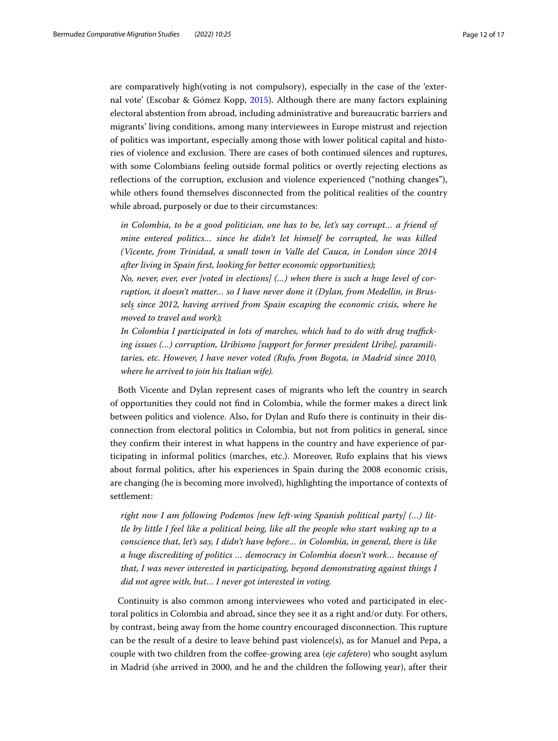are comparatively high(voting is not compulsory), especially in the case of the 'external vote' (Escobar & Gómez Kopp, 2015). Although there are many factors explaining electoral abstention from abroad, including administrative and bureaucratic barriers and migrants' living conditions, among many interviewees in Europe mistrust and rejection of politics was important, especially among those with lower political capital and histories of violence and exclusion. There are cases of both continued silences and ruptures, with some Colombians feeling outside formal politics or overtly rejecting elections as reflections of the corruption, exclusion and violence experienced ("nothing changes"), while others found themselves disconnected from the political realities of the country while abroad, purposely or due to their circumstances:

> *in Colombia, to be a good politician, one has to be, let's say corrupt… a friend of mine entered politics… since he didn't let himself be corrupted, he was killed (Vicente, from Trinidad, a small town in Valle del Cauca, in London since 2014 after living in Spain first, looking for better economic opportunities);*
>
> *No, never, ever, ever [voted in elections] (…) when there is such a huge level of corruption, it doesn't matter… so I have never done it (Dylan, from Medellin, in Brussels since 2012, having arrived from Spain escaping the economic crisis, where he moved to travel and work);*
>
> *In Colombia I participated in lots of marches, which had to do with drug trafficking issues (…) corruption, Uribismo [support for former president Uribe], paramilitaries, etc. However, I have never voted (Rufo, from Bogota, in Madrid since 2010, where he arrived to join his Italian wife).*

Both Vicente and Dylan represent cases of migrants who left the country in search of opportunities they could not find in Colombia, while the former makes a direct link between politics and violence. Also, for Dylan and Rufo there is continuity in their disconnection from electoral politics in Colombia, but not from politics in general, since they confirm their interest in what happens in the country and have experience of participating in informal politics (marches, etc.). Moreover, Rufo explains that his views about formal politics, after his experiences in Spain during the 2008 economic crisis, are changing (he is becoming more involved), highlighting the importance of contexts of settlement:

> *right now I am following Podemos [new left-wing Spanish political party] (…) little by little I feel like a political being, like all the people who start waking up to a conscience that, let's say, I didn't have before… in Colombia, in general, there is like a huge discrediting of politics … democracy in Colombia doesn't work… because of that, I was never interested in participating, beyond demonstrating against things I did not agree with, but… I never got interested in voting.*

Continuity is also common among interviewees who voted and participated in electoral politics in Colombia and abroad, since they see it as a right and/or duty. For others, by contrast, being away from the home country encouraged disconnection. This rupture can be the result of a desire to leave behind past violence(s), as for Manuel and Pepa, a couple with two children from the coffee-growing area (*eje cafetero*) who sought asylum in Madrid (she arrived in 2000, and he and the children the following year), after their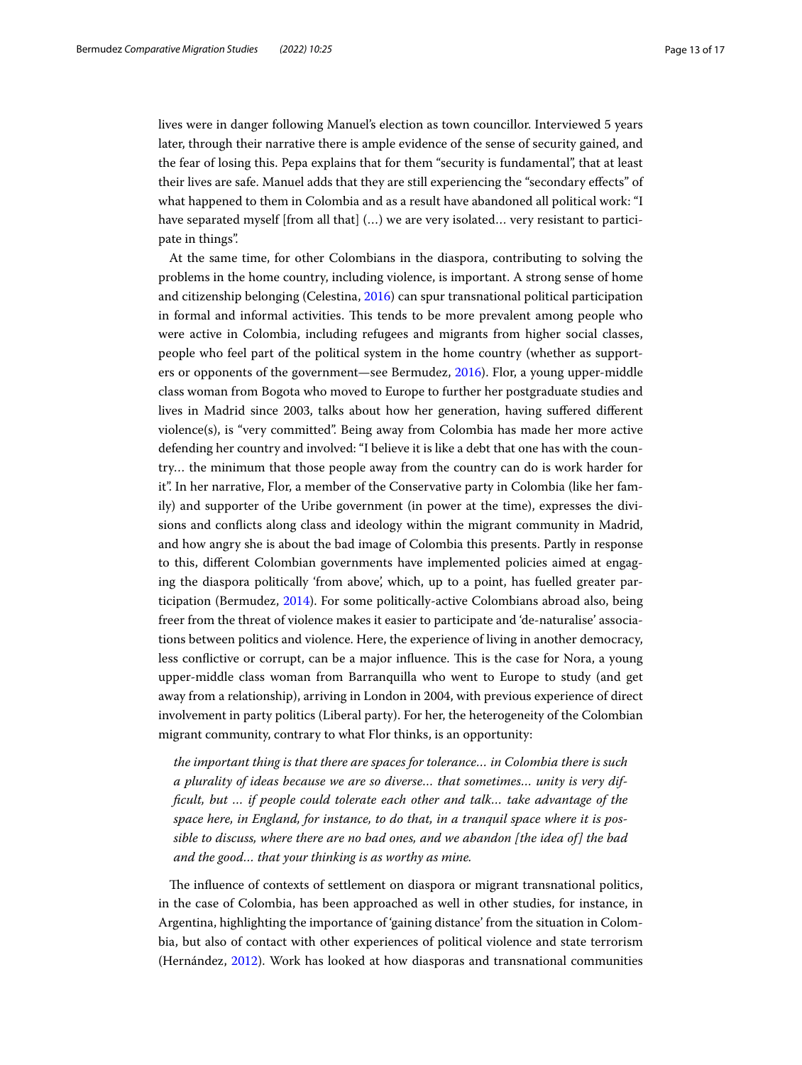lives were in danger following Manuel's election as town councillor. Interviewed 5 years later, through their narrative there is ample evidence of the sense of security gained, and the fear of losing this. Pepa explains that for them "security is fundamental", that at least their lives are safe. Manuel adds that they are still experiencing the "secondary effects" of what happened to them in Colombia and as a result have abandoned all political work: "I have separated myself [from all that] (…) we are very isolated… very resistant to participate in things".

At the same time, for other Colombians in the diaspora, contributing to solving the problems in the home country, including violence, is important. A strong sense of home and citizenship belonging (Celestina, 2016) can spur transnational political participation in formal and informal activities. This tends to be more prevalent among people who were active in Colombia, including refugees and migrants from higher social classes, people who feel part of the political system in the home country (whether as supporters or opponents of the government—see Bermudez, 2016). Flor, a young upper-middle class woman from Bogota who moved to Europe to further her postgraduate studies and lives in Madrid since 2003, talks about how her generation, having suffered different violence(s), is "very committed". Being away from Colombia has made her more active defending her country and involved: "I believe it is like a debt that one has with the country… the minimum that those people away from the country can do is work harder for it". In her narrative, Flor, a member of the Conservative party in Colombia (like her family) and supporter of the Uribe government (in power at the time), expresses the divisions and conflicts along class and ideology within the migrant community in Madrid, and how angry she is about the bad image of Colombia this presents. Partly in response to this, different Colombian governments have implemented policies aimed at engaging the diaspora politically 'from above', which, up to a point, has fuelled greater participation (Bermudez, 2014). For some politically-active Colombians abroad also, being freer from the threat of violence makes it easier to participate and 'de-naturalise' associations between politics and violence. Here, the experience of living in another democracy, less conflictive or corrupt, can be a major influence. This is the case for Nora, a young upper-middle class woman from Barranquilla who went to Europe to study (and get away from a relationship), arriving in London in 2004, with previous experience of direct involvement in party politics (Liberal party). For her, the heterogeneity of the Colombian migrant community, contrary to what Flor thinks, is an opportunity:

> *the important thing is that there are spaces for tolerance… in Colombia there is such a plurality of ideas because we are so diverse… that sometimes… unity is very difficult, but … if people could tolerate each other and talk… take advantage of the space here, in England, for instance, to do that, in a tranquil space where it is possible to discuss, where there are no bad ones, and we abandon [the idea of] the bad and the good… that your thinking is as worthy as mine.*

The influence of contexts of settlement on diaspora or migrant transnational politics, in the case of Colombia, has been approached as well in other studies, for instance, in Argentina, highlighting the importance of 'gaining distance' from the situation in Colombia, but also of contact with other experiences of political violence and state terrorism (Hernández, 2012). Work has looked at how diasporas and transnational communities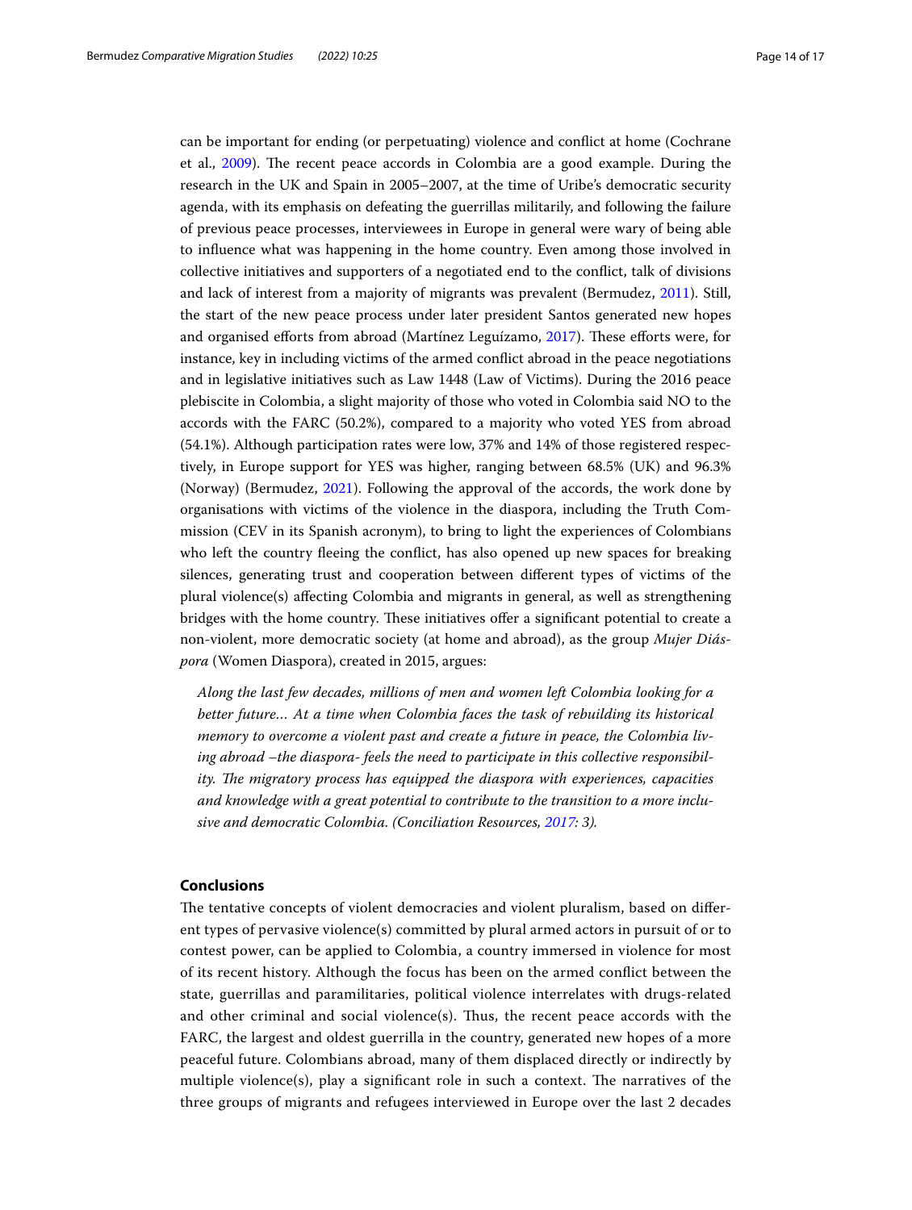can be important for ending (or perpetuating) violence and conflict at home (Cochrane et al., 2009). The recent peace accords in Colombia are a good example. During the research in the UK and Spain in 2005–2007, at the time of Uribe's democratic security agenda, with its emphasis on defeating the guerrillas militarily, and following the failure of previous peace processes, interviewees in Europe in general were wary of being able to influence what was happening in the home country. Even among those involved in collective initiatives and supporters of a negotiated end to the conflict, talk of divisions and lack of interest from a majority of migrants was prevalent (Bermudez, 2011). Still, the start of the new peace process under later president Santos generated new hopes and organised efforts from abroad (Martínez Leguízamo, 2017). These efforts were, for instance, key in including victims of the armed conflict abroad in the peace negotiations and in legislative initiatives such as Law 1448 (Law of Victims). During the 2016 peace plebiscite in Colombia, a slight majority of those who voted in Colombia said NO to the accords with the FARC (50.2%), compared to a majority who voted YES from abroad (54.1%). Although participation rates were low, 37% and 14% of those registered respectively, in Europe support for YES was higher, ranging between 68.5% (UK) and 96.3% (Norway) (Bermudez, 2021). Following the approval of the accords, the work done by organisations with victims of the violence in the diaspora, including the Truth Commission (CEV in its Spanish acronym), to bring to light the experiences of Colombians who left the country fleeing the conflict, has also opened up new spaces for breaking silences, generating trust and cooperation between different types of victims of the plural violence(s) affecting Colombia and migrants in general, as well as strengthening bridges with the home country. These initiatives offer a significant potential to create a non-violent, more democratic society (at home and abroad), as the group *Mujer Diáspora* (Women Diaspora), created in 2015, argues:

> *Along the last few decades, millions of men and women left Colombia looking for a better future… At a time when Colombia faces the task of rebuilding its historical memory to overcome a violent past and create a future in peace, the Colombia living abroad –the diaspora- feels the need to participate in this collective responsibility. The migratory process has equipped the diaspora with experiences, capacities and knowledge with a great potential to contribute to the transition to a more inclusive and democratic Colombia. (Conciliation Resources, 2017: 3).*

## Conclusions

The tentative concepts of violent democracies and violent pluralism, based on different types of pervasive violence(s) committed by plural armed actors in pursuit of or to contest power, can be applied to Colombia, a country immersed in violence for most of its recent history. Although the focus has been on the armed conflict between the state, guerrillas and paramilitaries, political violence interrelates with drugs-related and other criminal and social violence(s). Thus, the recent peace accords with the FARC, the largest and oldest guerrilla in the country, generated new hopes of a more peaceful future. Colombians abroad, many of them displaced directly or indirectly by multiple violence(s), play a significant role in such a context. The narratives of the three groups of migrants and refugees interviewed in Europe over the last 2 decades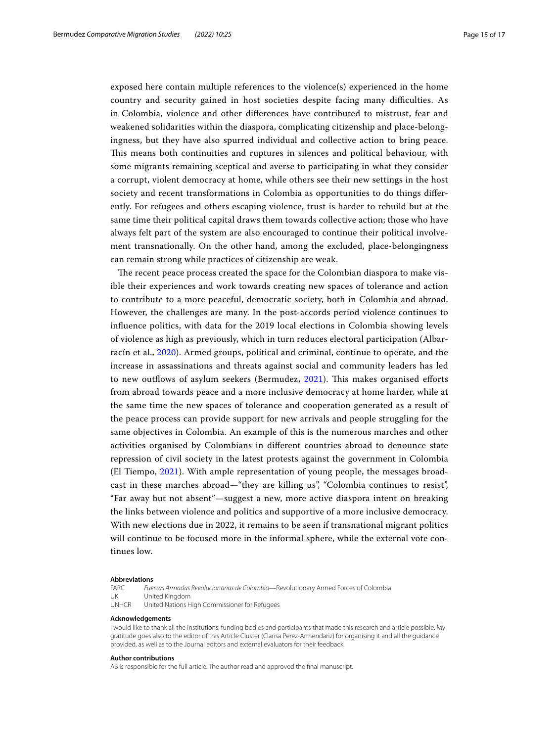exposed here contain multiple references to the violence(s) experienced in the home country and security gained in host societies despite facing many difficulties. As in Colombia, violence and other differences have contributed to mistrust, fear and weakened solidarities within the diaspora, complicating citizenship and place-belongingness, but they have also spurred individual and collective action to bring peace. This means both continuities and ruptures in silences and political behaviour, with some migrants remaining sceptical and averse to participating in what they consider a corrupt, violent democracy at home, while others see their new settings in the host society and recent transformations in Colombia as opportunities to do things differently. For refugees and others escaping violence, trust is harder to rebuild but at the same time their political capital draws them towards collective action; those who have always felt part of the system are also encouraged to continue their political involvement transnationally. On the other hand, among the excluded, place-belongingness can remain strong while practices of citizenship are weak.

The recent peace process created the space for the Colombian diaspora to make visible their experiences and work towards creating new spaces of tolerance and action to contribute to a more peaceful, democratic society, both in Colombia and abroad. However, the challenges are many. In the post-accords period violence continues to influence politics, with data for the 2019 local elections in Colombia showing levels of violence as high as previously, which in turn reduces electoral participation (Albarracín et al., 2020). Armed groups, political and criminal, continue to operate, and the increase in assassinations and threats against social and community leaders has led to new outflows of asylum seekers (Bermudez, 2021). This makes organised efforts from abroad towards peace and a more inclusive democracy at home harder, while at the same time the new spaces of tolerance and cooperation generated as a result of the peace process can provide support for new arrivals and people struggling for the same objectives in Colombia. An example of this is the numerous marches and other activities organised by Colombians in different countries abroad to denounce state repression of civil society in the latest protests against the government in Colombia (El Tiempo, 2021). With ample representation of young people, the messages broadcast in these marches abroad—"they are killing us", "Colombia continues to resist", "Far away but not absent"—suggest a new, more active diaspora intent on breaking the links between violence and politics and supportive of a more inclusive democracy. With new elections due in 2022, it remains to be seen if transnational migrant politics will continue to be focused more in the informal sphere, while the external vote continues low.

**Abbreviations**

FARC *Fuerzas Armadas Revolucionarias de Colombia*—Revolutionary Armed Forces of Colombia
UK United Kingdom
UNHCR United Nations High Commissioner for Refugees

**Acknowledgements**

I would like to thank all the institutions, funding bodies and participants that made this research and article possible. My gratitude goes also to the editor of this Article Cluster (Clarisa Perez-Armendariz) for organising it and all the guidance provided, as well as to the Journal editors and external evaluators for their feedback.

**Author contributions**

AB is responsible for the full article. The author read and approved the final manuscript.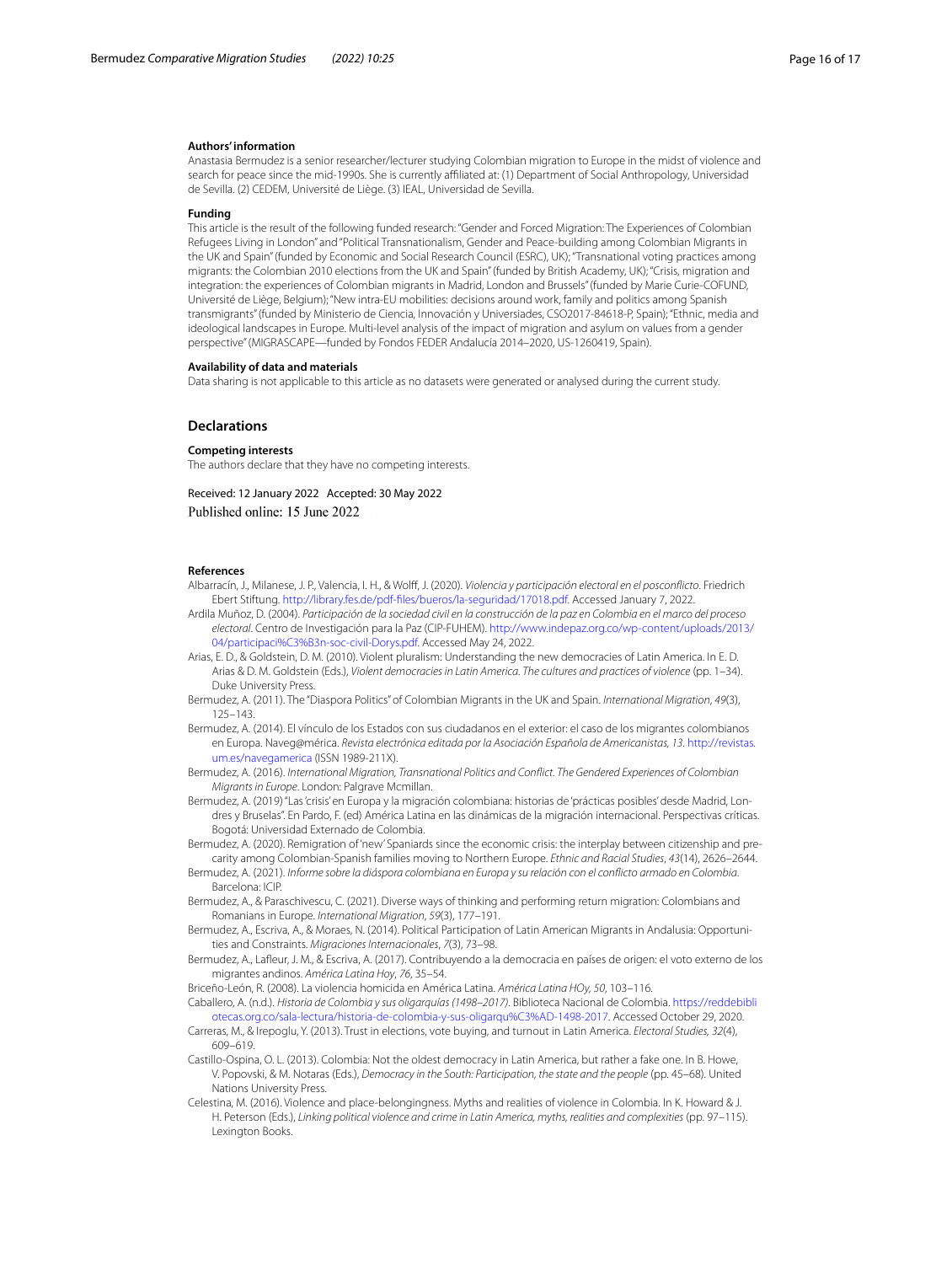#### Authors' information

Anastasia Bermudez is a senior researcher/lecturer studying Colombian migration to Europe in the midst of violence and search for peace since the mid-1990s. She is currently affiliated at: (1) Department of Social Anthropology, Universidad de Sevilla. (2) CEDEM, Université de Liège. (3) IEAL, Universidad de Sevilla.

#### Funding

This article is the result of the following funded research: "Gender and Forced Migration: The Experiences of Colombian Refugees Living in London" and "Political Transnationalism, Gender and Peace-building among Colombian Migrants in the UK and Spain" (funded by Economic and Social Research Council (ESRC), UK); "Transnational voting practices among migrants: the Colombian 2010 elections from the UK and Spain" (funded by British Academy, UK); "Crisis, migration and integration: the experiences of Colombian migrants in Madrid, London and Brussels" (funded by Marie Curie-COFUND, Université de Liège, Belgium); "New intra-EU mobilities: decisions around work, family and politics among Spanish transmigrants" (funded by Ministerio de Ciencia, Innovación y Universiades, CSO2017-84618-P, Spain); "Ethnic, media and ideological landscapes in Europe. Multi-level analysis of the impact of migration and asylum on values from a gender perspective" (MIGRASCAPE—funded by Fondos FEDER Andalucía 2014–2020, US-1260419, Spain).

#### Availability of data and materials

Data sharing is not applicable to this article as no datasets were generated or analysed during the current study.

## Declarations

#### Competing interests

The authors declare that they have no competing interests.

Received: 12 January 2022 Accepted: 30 May 2022
Published online: 15 June 2022

#### References

Albarracín, J., Milanese, J. P., Valencia, I. H., & Wolff, J. (2020). *Violencia y participación electoral en el posconflicto*. Friedrich Ebert Stiftung. http://library.fes.de/pdf-files/bueros/la-seguridad/17018.pdf. Accessed January 7, 2022.

Ardila Muñoz, D. (2004). *Participación de la sociedad civil en la construcción de la paz en Colombia en el marco del proceso electoral*. Centro de Investigación para la Paz (CIP-FUHEM). http://www.indepaz.org.co/wp-content/uploads/2013/04/participaci%C3%B3n-soc-civil-Dorys.pdf. Accessed May 24, 2022.

Arias, E. D., & Goldstein, D. M. (2010). Violent pluralism: Understanding the new democracies of Latin America. In E. D. Arias & D. M. Goldstein (Eds.), *Violent democracies in Latin America. The cultures and practices of violence* (pp. 1–34). Duke University Press.

Bermudez, A. (2011). The "Diaspora Politics" of Colombian Migrants in the UK and Spain. *International Migration*, *49*(3), 125–143.

Bermudez, A. (2014). El vínculo de los Estados con sus ciudadanos en el exterior: el caso de los migrantes colombianos en Europa. Naveg@mérica. *Revista electrónica editada por la Asociación Española de Americanistas, 13*. http://revistas.um.es/navegamerica (ISSN 1989-211X).

Bermudez, A. (2016). *International Migration, Transnational Politics and Conflict. The Gendered Experiences of Colombian Migrants in Europe*. London: Palgrave Mcmillan.

Bermudez, A. (2019) "Las 'crisis' en Europa y la migración colombiana: historias de 'prácticas posibles' desde Madrid, Londres y Bruselas". En Pardo, F. (ed) América Latina en las dinámicas de la migración internacional. Perspectivas críticas. Bogotá: Universidad Externado de Colombia.

Bermudez, A. (2020). Remigration of 'new' Spaniards since the economic crisis: the interplay between citizenship and precarity among Colombian-Spanish families moving to Northern Europe. *Ethnic and Racial Studies*, *43*(14), 2626–2644.

Bermudez, A. (2021). *Informe sobre la diáspora colombiana en Europa y su relación con el conflicto armado en Colombia*. Barcelona: ICIP.

Bermudez, A., & Paraschivescu, C. (2021). Diverse ways of thinking and performing return migration: Colombians and Romanians in Europe. *International Migration*, *59*(3), 177–191.

Bermudez, A., Escriva, A., & Moraes, N. (2014). Political Participation of Latin American Migrants in Andalusia: Opportunities and Constraints. *Migraciones Internacionales*, *7*(3), 73–98.

Bermudez, A., Lafleur, J. M., & Escriva, A. (2017). Contribuyendo a la democracia en países de origen: el voto externo de los migrantes andinos. *América Latina Hoy*, *76*, 35–54.

Briceño-León, R. (2008). La violencia homicida en América Latina. *América Latina HOy*, *50*, 103–116.

Caballero, A. (n.d.). *Historia de Colombia y sus oligarquías (1498–2017)*. Biblioteca Nacional de Colombia. https://reddebibliotecas.org.co/sala-lectura/historia-de-colombia-y-sus-oligarqu%C3%AD-1498-2017. Accessed October 29, 2020.

Carreras, M., & Irepoglu, Y. (2013). Trust in elections, vote buying, and turnout in Latin America. *Electoral Studies, 32*(4), 609–619.

Castillo-Ospina, O. L. (2013). Colombia: Not the oldest democracy in Latin America, but rather a fake one. In B. Howe, V. Popovski, & M. Notaras (Eds.), *Democracy in the South: Participation, the state and the people* (pp. 45–68). United Nations University Press.

Celestina, M. (2016). Violence and place-belongingness. Myths and realities of violence in Colombia. In K. Howard & J. H. Peterson (Eds.), *Linking political violence and crime in Latin America, myths, realities and complexities* (pp. 97–115). Lexington Books.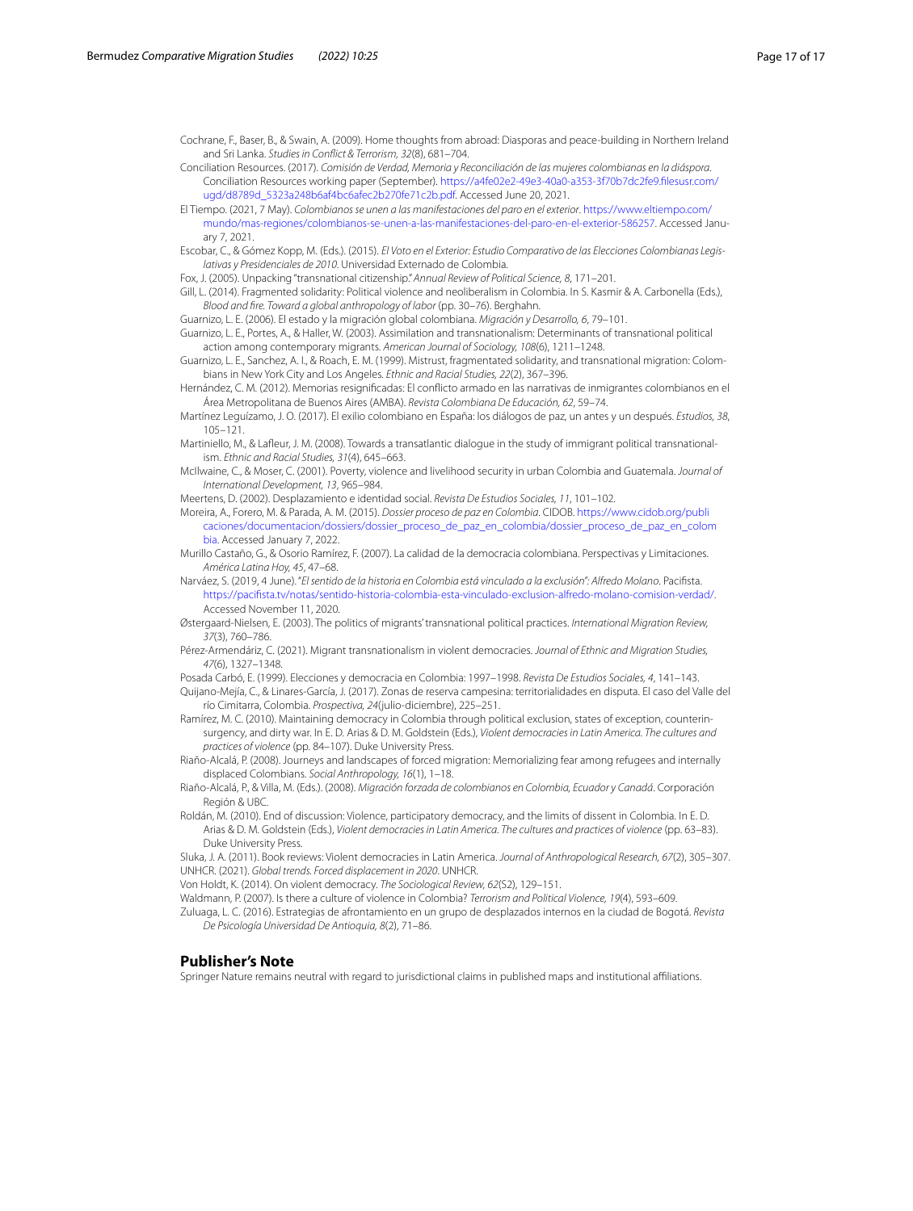Cochrane, F., Baser, B., & Swain, A. (2009). Home thoughts from abroad: Diasporas and peace-building in Northern Ireland and Sri Lanka. *Studies in Conflict & Terrorism, 32*(8), 681–704.

Conciliation Resources. (2017). *Comisión de Verdad, Memoria y Reconciliación de las mujeres colombianas en la diáspora*. Conciliation Resources working paper (September). https://a4fe02e2-49e3-40a0-a353-3f70b7dc2fe9.filesusr.com/ugd/d8789d_5323a248b6af4bc6afec2b270fe71c2b.pdf. Accessed June 20, 2021.

El Tiempo. (2021, 7 May). *Colombianos se unen a las manifestaciones del paro en el exterior*. https://www.eltiempo.com/mundo/mas-regiones/colombianos-se-unen-a-las-manifestaciones-del-paro-en-el-exterior-586257. Accessed January 7, 2021.

Escobar, C., & Gómez Kopp, M. (Eds.). (2015). *El Voto en el Exterior: Estudio Comparativo de las Elecciones Colombianas Legislativas y Presidenciales de 2010*. Universidad Externado de Colombia.

Fox, J. (2005). Unpacking "transnational citizenship." *Annual Review of Political Science, 8*, 171–201.

Gill, L. (2014). Fragmented solidarity: Political violence and neoliberalism in Colombia. In S. Kasmir & A. Carbonella (Eds.), *Blood and fire. Toward a global anthropology of labor* (pp. 30–76). Berghahn.

Guarnizo, L. E. (2006). El estado y la migración global colombiana. *Migración y Desarrollo, 6*, 79–101.

Guarnizo, L. E., Portes, A., & Haller, W. (2003). Assimilation and transnationalism: Determinants of transnational political action among contemporary migrants. *American Journal of Sociology, 108*(6), 1211–1248.

Guarnizo, L. E., Sanchez, A. I., & Roach, E. M. (1999). Mistrust, fragmentated solidarity, and transnational migration: Colombians in New York City and Los Angeles. *Ethnic and Racial Studies, 22*(2), 367–396.

Hernández, C. M. (2012). Memorias resignificadas: El conflicto armado en las narrativas de inmigrantes colombianos en el Área Metropolitana de Buenos Aires (AMBA). *Revista Colombiana De Educación, 62*, 59–74.

Martínez Leguízamo, J. O. (2017). El exilio colombiano en España: los diálogos de paz, un antes y un después. *Estudios, 38*, 105–121.

Martiniello, M., & Lafleur, J. M. (2008). Towards a transatlantic dialogue in the study of immigrant political transnationalism. *Ethnic and Racial Studies, 31*(4), 645–663.

McIlwaine, C., & Moser, C. (2001). Poverty, violence and livelihood security in urban Colombia and Guatemala. *Journal of International Development, 13*, 965–984.

Meertens, D. (2002). Desplazamiento e identidad social. *Revista De Estudios Sociales, 11*, 101–102.

Moreira, A., Forero, M. & Parada, A. M. (2015). *Dossier proceso de paz en Colombia*. CIDOB. https://www.cidob.org/publicaciones/documentacion/dossiers/dossier_proceso_de_paz_en_colombia/dossier_proceso_de_paz_en_colombia. Accessed January 7, 2022.

Murillo Castaño, G., & Osorio Ramírez, F. (2007). La calidad de la democracia colombiana. Perspectivas y Limitaciones. *América Latina Hoy, 45*, 47–68.

Narváez, S. (2019, 4 June). "*El sentido de la historia en Colombia está vinculado a la exclusión": Alfredo Molano*. Pacifista. https://pacifista.tv/notas/sentido-historia-colombia-esta-vinculado-exclusion-alfredo-molano-comision-verdad/. Accessed November 11, 2020.

Østergaard-Nielsen, E. (2003). The politics of migrants' transnational political practices. *International Migration Review, 37*(3), 760–786.

Pérez-Armendáriz, C. (2021). Migrant transnationalism in violent democracies. *Journal of Ethnic and Migration Studies, 47*(6), 1327–1348.

Posada Carbó, E. (1999). Elecciones y democracia en Colombia: 1997–1998. *Revista De Estudios Sociales, 4*, 141–143.

Quijano-Mejía, C., & Linares-García, J. (2017). Zonas de reserva campesina: territorialidades en disputa. El caso del Valle del río Cimitarra, Colombia. *Prospectiva, 24*(julio-diciembre), 225–251.

Ramírez, M. C. (2010). Maintaining democracy in Colombia through political exclusion, states of exception, counterinsurgency, and dirty war. In E. D. Arias & D. M. Goldstein (Eds.), *Violent democracies in Latin America. The cultures and practices of violence* (pp. 84–107). Duke University Press.

Riaño-Alcalá, P. (2008). Journeys and landscapes of forced migration: Memorializing fear among refugees and internally displaced Colombians. *Social Anthropology, 16*(1), 1–18.

Riaño-Alcalá, P., & Villa, M. (Eds.). (2008). *Migración forzada de colombianos en Colombia, Ecuador y Canadá*. Corporación Región & UBC.

Roldán, M. (2010). End of discussion: Violence, participatory democracy, and the limits of dissent in Colombia. In E. D. Arias & D. M. Goldstein (Eds.), *Violent democracies in Latin America. The cultures and practices of violence* (pp. 63–83). Duke University Press.

Sluka, J. A. (2011). Book reviews: Violent democracies in Latin America. *Journal of Anthropological Research, 67*(2), 305–307.

UNHCR. (2021). *Global trends. Forced displacement in 2020*. UNHCR.

Von Holdt, K. (2014). On violent democracy. *The Sociological Review, 62*(S2), 129–151.

Waldmann, P. (2007). Is there a culture of violence in Colombia? *Terrorism and Political Violence, 19*(4), 593–609.

Zuluaga, L. C. (2016). Estrategias de afrontamiento en un grupo de desplazados internos en la ciudad de Bogotá. *Revista De Psicología Universidad De Antioquia, 8*(2), 71–86.

## Publisher's Note

Springer Nature remains neutral with regard to jurisdictional claims in published maps and institutional affiliations.